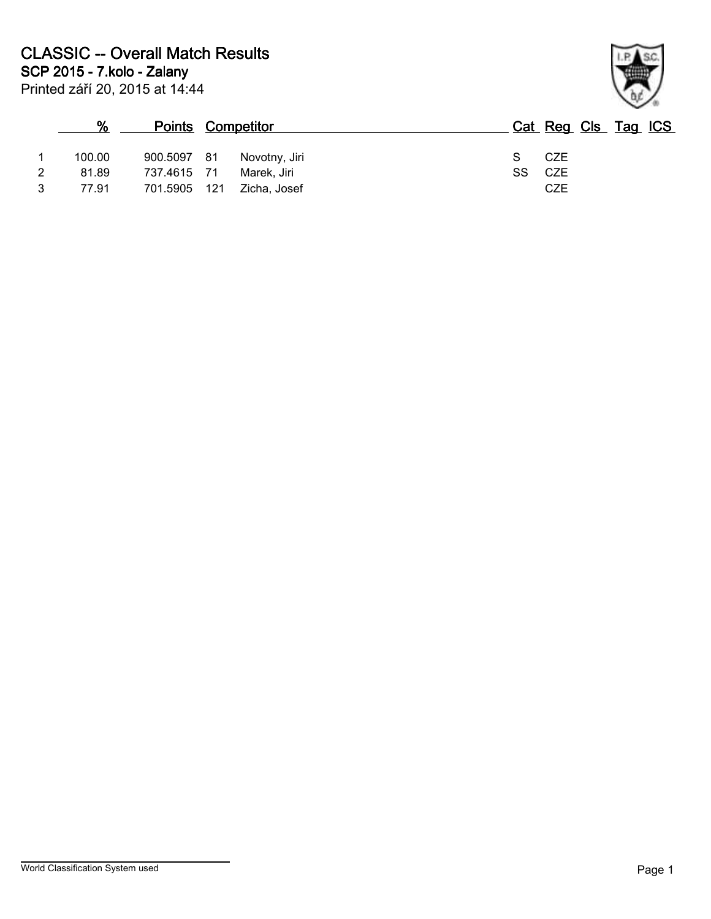# CLASSIC -- Overall Match Results

## SCP 2015 - 7.kolo - Zalany

Printed září 20, 2015 at 14:44

| | % | Points | | Competitor | Cat | Reg | Cls | Tag | ICS |
|---|---|---|---|---|---|---|---|---|---|
| 1 | 100.00 | 900.5097 | 81 | Novotny, Jiri | S | CZE | | | |
| 2 | 81.89 | 737.4615 | 71 | Marek, Jiri | SS | CZE | | | |
| 3 | 77.91 | 701.5905 | 121 | Zicha, Josef | | CZE | | | |

World Classification System used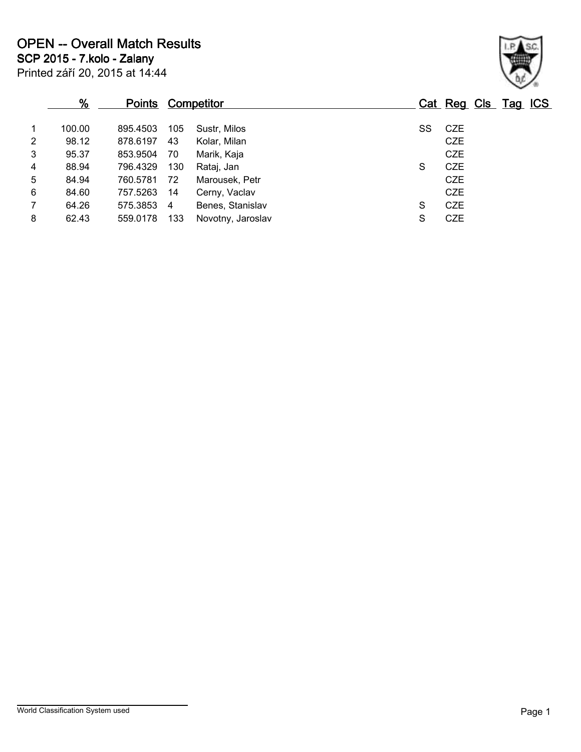# OPEN -- Overall Match Results

## SCP 2015 - 7.kolo - Zalany

Printed září 20, 2015 at 14:44

| | % | Points | Competitor | | Cat | Reg | Cls | Tag | ICS |
|---|---|---|---|---|---|---|---|---|---|
| 1 | 100.00 | 895.4503 | 105 | Sustr, Milos | SS | CZE | | | |
| 2 | 98.12 | 878.6197 | 43 | Kolar, Milan | | CZE | | | |
| 3 | 95.37 | 853.9504 | 70 | Marik, Kaja | | CZE | | | |
| 4 | 88.94 | 796.4329 | 130 | Rataj, Jan | S | CZE | | | |
| 5 | 84.94 | 760.5781 | 72 | Marousek, Petr | | CZE | | | |
| 6 | 84.60 | 757.5263 | 14 | Cerny, Vaclav | | CZE | | | |
| 7 | 64.26 | 575.3853 | 4 | Benes, Stanislav | S | CZE | | | |
| 8 | 62.43 | 559.0178 | 133 | Novotny, Jaroslav | S | CZE | | | |

World Classification System used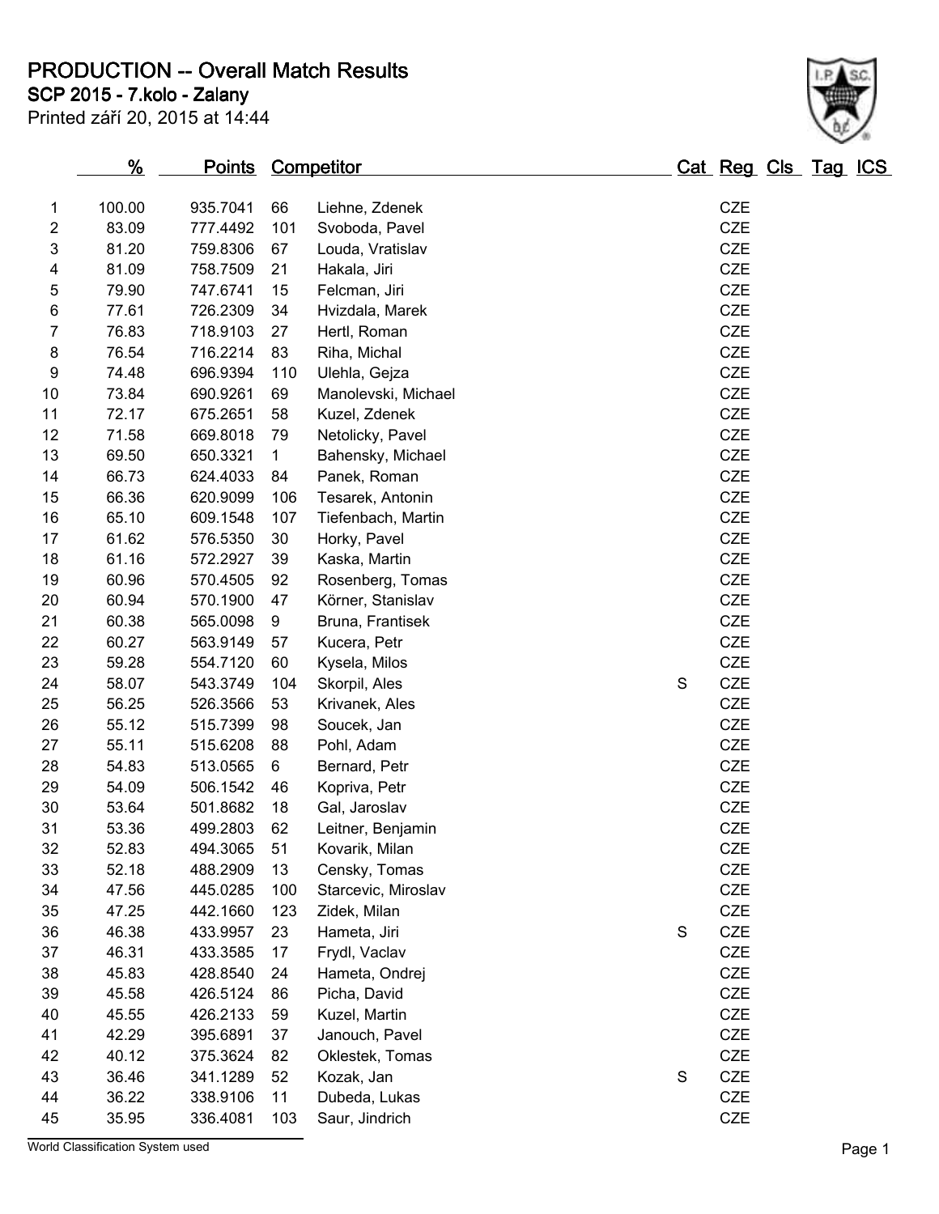# PRODUCTION -- Overall Match Results

## SCP 2015 - 7.kolo - Zalany

Printed září 20, 2015 at 14:44

| | % | Points | Competitor | | Cat | Reg | Cls | Tag | ICS |
|---|---|---|---|---|---|---|---|---|---|
| 1 | 100.00 | 935.7041 | 66 | Liehne, Zdenek | | CZE | | | |
| 2 | 83.09 | 777.4492 | 101 | Svoboda, Pavel | | CZE | | | |
| 3 | 81.20 | 759.8306 | 67 | Louda, Vratislav | | CZE | | | |
| 4 | 81.09 | 758.7509 | 21 | Hakala, Jiri | | CZE | | | |
| 5 | 79.90 | 747.6741 | 15 | Felcman, Jiri | | CZE | | | |
| 6 | 77.61 | 726.2309 | 34 | Hvizdala, Marek | | CZE | | | |
| 7 | 76.83 | 718.9103 | 27 | Hertl, Roman | | CZE | | | |
| 8 | 76.54 | 716.2214 | 83 | Riha, Michal | | CZE | | | |
| 9 | 74.48 | 696.9394 | 110 | Ulehla, Gejza | | CZE | | | |
| 10 | 73.84 | 690.9261 | 69 | Manolevski, Michael | | CZE | | | |
| 11 | 72.17 | 675.2651 | 58 | Kuzel, Zdenek | | CZE | | | |
| 12 | 71.58 | 669.8018 | 79 | Netolicky, Pavel | | CZE | | | |
| 13 | 69.50 | 650.3321 | 1 | Bahensky, Michael | | CZE | | | |
| 14 | 66.73 | 624.4033 | 84 | Panek, Roman | | CZE | | | |
| 15 | 66.36 | 620.9099 | 106 | Tesarek, Antonin | | CZE | | | |
| 16 | 65.10 | 609.1548 | 107 | Tiefenbach, Martin | | CZE | | | |
| 17 | 61.62 | 576.5350 | 30 | Horky, Pavel | | CZE | | | |
| 18 | 61.16 | 572.2927 | 39 | Kaska, Martin | | CZE | | | |
| 19 | 60.96 | 570.4505 | 92 | Rosenberg, Tomas | | CZE | | | |
| 20 | 60.94 | 570.1900 | 47 | Körner, Stanislav | | CZE | | | |
| 21 | 60.38 | 565.0098 | 9 | Bruna, Frantisek | | CZE | | | |
| 22 | 60.27 | 563.9149 | 57 | Kucera, Petr | | CZE | | | |
| 23 | 59.28 | 554.7120 | 60 | Kysela, Milos | | CZE | | | |
| 24 | 58.07 | 543.3749 | 104 | Skorpil, Ales | S | CZE | | | |
| 25 | 56.25 | 526.3566 | 53 | Krivanek, Ales | | CZE | | | |
| 26 | 55.12 | 515.7399 | 98 | Soucek, Jan | | CZE | | | |
| 27 | 55.11 | 515.6208 | 88 | Pohl, Adam | | CZE | | | |
| 28 | 54.83 | 513.0565 | 6 | Bernard, Petr | | CZE | | | |
| 29 | 54.09 | 506.1542 | 46 | Kopriva, Petr | | CZE | | | |
| 30 | 53.64 | 501.8682 | 18 | Gal, Jaroslav | | CZE | | | |
| 31 | 53.36 | 499.2803 | 62 | Leitner, Benjamin | | CZE | | | |
| 32 | 52.83 | 494.3065 | 51 | Kovarik, Milan | | CZE | | | |
| 33 | 52.18 | 488.2909 | 13 | Censky, Tomas | | CZE | | | |
| 34 | 47.56 | 445.0285 | 100 | Starcevic, Miroslav | | CZE | | | |
| 35 | 47.25 | 442.1660 | 123 | Zidek, Milan | | CZE | | | |
| 36 | 46.38 | 433.9957 | 23 | Hameta, Jiri | S | CZE | | | |
| 37 | 46.31 | 433.3585 | 17 | Frydl, Vaclav | | CZE | | | |
| 38 | 45.83 | 428.8540 | 24 | Hameta, Ondrej | | CZE | | | |
| 39 | 45.58 | 426.5124 | 86 | Picha, David | | CZE | | | |
| 40 | 45.55 | 426.2133 | 59 | Kuzel, Martin | | CZE | | | |
| 41 | 42.29 | 395.6891 | 37 | Janouch, Pavel | | CZE | | | |
| 42 | 40.12 | 375.3624 | 82 | Oklestek, Tomas | | CZE | | | |
| 43 | 36.46 | 341.1289 | 52 | Kozak, Jan | S | CZE | | | |
| 44 | 36.22 | 338.9106 | 11 | Dubeda, Lukas | | CZE | | | |
| 45 | 35.95 | 336.4081 | 103 | Saur, Jindrich | | CZE | | | |

World Classification System used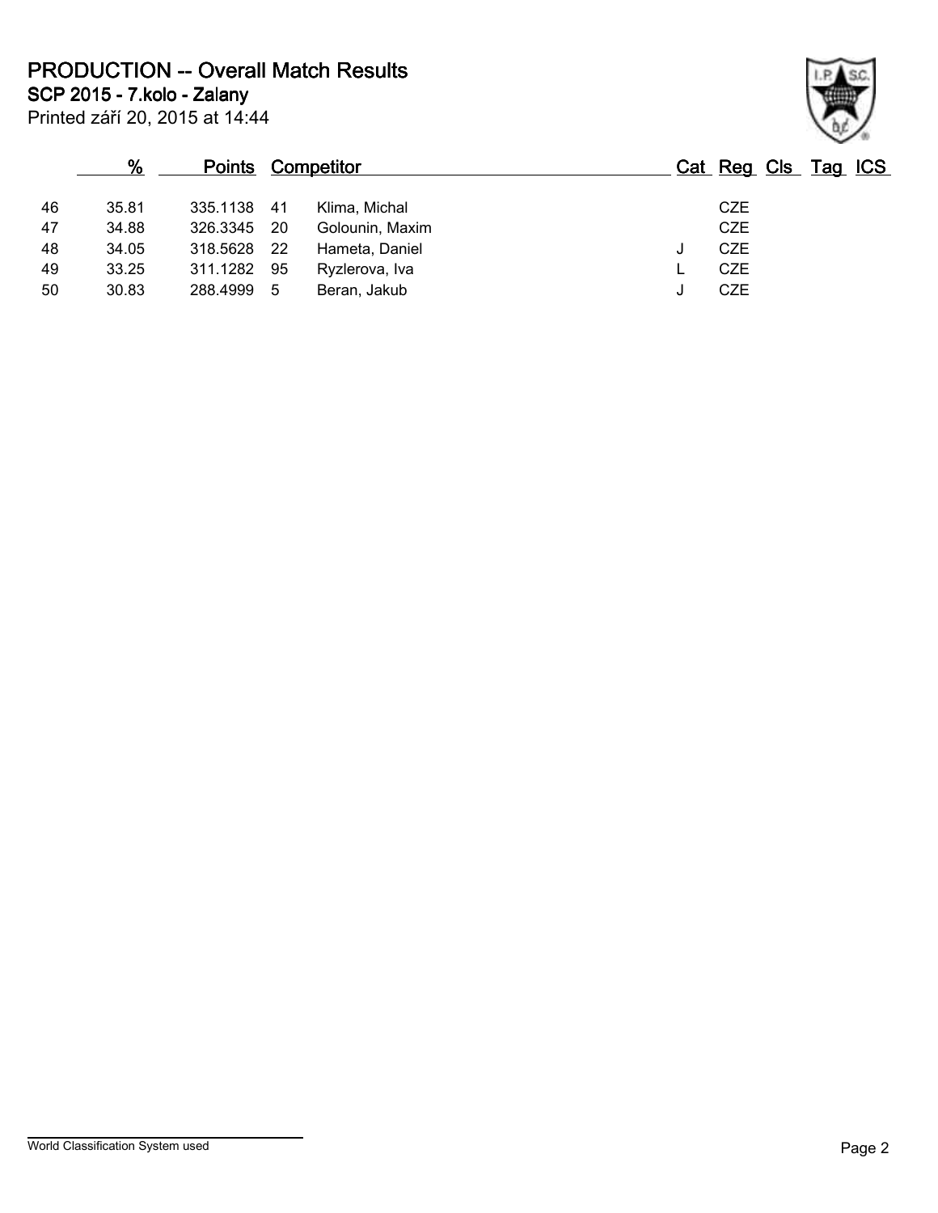# PRODUCTION -- Overall Match Results

## SCP 2015 - 7.kolo - Zalany

Printed září 20, 2015 at 14:44

| | % | Points | | Competitor | Cat | Reg | Cls | Tag | ICS |
|---|---|---|---|---|---|---|---|---|---|
| 46 | 35.81 | 335.1138 | 41 | Klima, Michal | | CZE | | | |
| 47 | 34.88 | 326.3345 | 20 | Golounin, Maxim | | CZE | | | |
| 48 | 34.05 | 318.5628 | 22 | Hameta, Daniel | J | CZE | | | |
| 49 | 33.25 | 311.1282 | 95 | Ryzlerova, Iva | L | CZE | | | |
| 50 | 30.83 | 288.4999 | 5 | Beran, Jakub | J | CZE | | | |

World Classification System used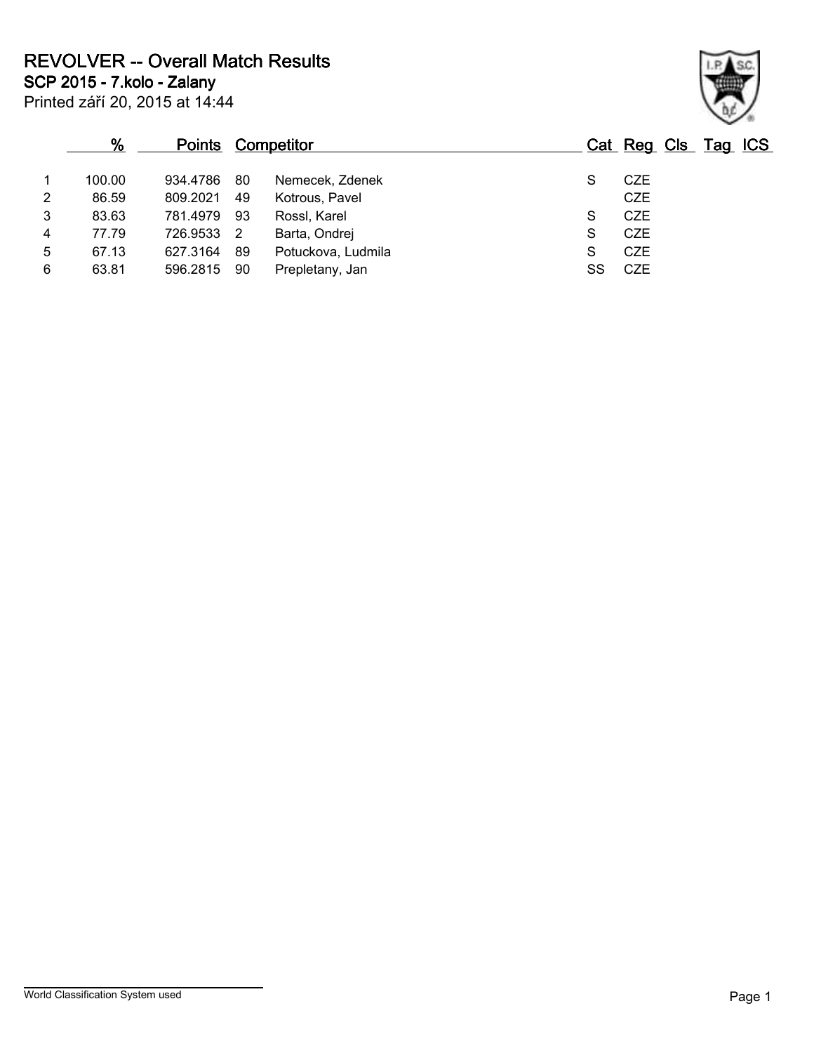# REVOLVER -- Overall Match Results

## SCP 2015 - 7.kolo - Zalany

Printed září 20, 2015 at 14:44

| | % | Points | | Competitor | Cat | Reg | Cls | Tag | ICS |
|---|---|---|---|---|---|---|---|---|---|
| 1 | 100.00 | 934.4786 | 80 | Nemecek, Zdenek | S | CZE | | | |
| 2 | 86.59 | 809.2021 | 49 | Kotrous, Pavel | | CZE | | | |
| 3 | 83.63 | 781.4979 | 93 | Rossl, Karel | S | CZE | | | |
| 4 | 77.79 | 726.9533 | 2 | Barta, Ondrej | S | CZE | | | |
| 5 | 67.13 | 627.3164 | 89 | Potuckova, Ludmila | S | CZE | | | |
| 6 | 63.81 | 596.2815 | 90 | Prepletany, Jan | SS | CZE | | | |

World Classification System used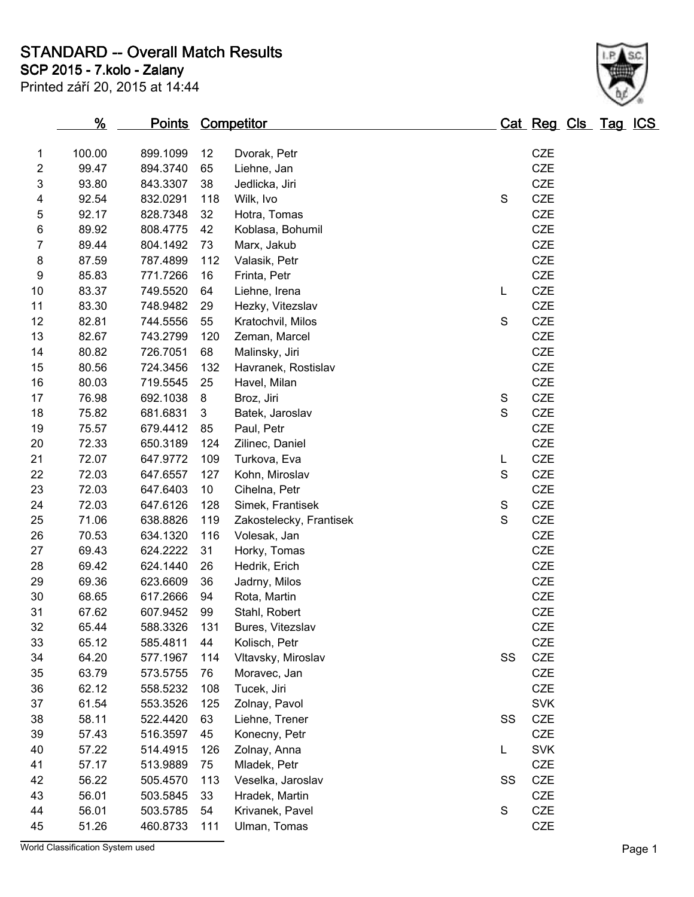# STANDARD -- Overall Match Results

## SCP 2015 - 7.kolo - Zalany

Printed září 20, 2015 at 14:44

| | % | Points | | Competitor | Cat | Reg | Cls | Tag | ICS |
|---|---|---|---|---|---|---|---|---|---|
| 1 | 100.00 | 899.1099 | 12 | Dvorak, Petr | | CZE | | | |
| 2 | 99.47 | 894.3740 | 65 | Liehne, Jan | | CZE | | | |
| 3 | 93.80 | 843.3307 | 38 | Jedlicka, Jiri | | CZE | | | |
| 4 | 92.54 | 832.0291 | 118 | Wilk, Ivo | S | CZE | | | |
| 5 | 92.17 | 828.7348 | 32 | Hotra, Tomas | | CZE | | | |
| 6 | 89.92 | 808.4775 | 42 | Koblasa, Bohumil | | CZE | | | |
| 7 | 89.44 | 804.1492 | 73 | Marx, Jakub | | CZE | | | |
| 8 | 87.59 | 787.4899 | 112 | Valasik, Petr | | CZE | | | |
| 9 | 85.83 | 771.7266 | 16 | Frinta, Petr | | CZE | | | |
| 10 | 83.37 | 749.5520 | 64 | Liehne, Irena | L | CZE | | | |
| 11 | 83.30 | 748.9482 | 29 | Hezky, Vitezslav | | CZE | | | |
| 12 | 82.81 | 744.5556 | 55 | Kratochvil, Milos | S | CZE | | | |
| 13 | 82.67 | 743.2799 | 120 | Zeman, Marcel | | CZE | | | |
| 14 | 80.82 | 726.7051 | 68 | Malinsky, Jiri | | CZE | | | |
| 15 | 80.56 | 724.3456 | 132 | Havranek, Rostislav | | CZE | | | |
| 16 | 80.03 | 719.5545 | 25 | Havel, Milan | | CZE | | | |
| 17 | 76.98 | 692.1038 | 8 | Broz, Jiri | S | CZE | | | |
| 18 | 75.82 | 681.6831 | 3 | Batek, Jaroslav | S | CZE | | | |
| 19 | 75.57 | 679.4412 | 85 | Paul, Petr | | CZE | | | |
| 20 | 72.33 | 650.3189 | 124 | Zilinec, Daniel | | CZE | | | |
| 21 | 72.07 | 647.9772 | 109 | Turkova, Eva | L | CZE | | | |
| 22 | 72.03 | 647.6557 | 127 | Kohn, Miroslav | S | CZE | | | |
| 23 | 72.03 | 647.6403 | 10 | Cihelna, Petr | | CZE | | | |
| 24 | 72.03 | 647.6126 | 128 | Simek, Frantisek | S | CZE | | | |
| 25 | 71.06 | 638.8826 | 119 | Zakostelecky, Frantisek | S | CZE | | | |
| 26 | 70.53 | 634.1320 | 116 | Volesak, Jan | | CZE | | | |
| 27 | 69.43 | 624.2222 | 31 | Horky, Tomas | | CZE | | | |
| 28 | 69.42 | 624.1440 | 26 | Hedrik, Erich | | CZE | | | |
| 29 | 69.36 | 623.6609 | 36 | Jadrny, Milos | | CZE | | | |
| 30 | 68.65 | 617.2666 | 94 | Rota, Martin | | CZE | | | |
| 31 | 67.62 | 607.9452 | 99 | Stahl, Robert | | CZE | | | |
| 32 | 65.44 | 588.3326 | 131 | Bures, Vitezslav | | CZE | | | |
| 33 | 65.12 | 585.4811 | 44 | Kolisch, Petr | | CZE | | | |
| 34 | 64.20 | 577.1967 | 114 | Vltavsky, Miroslav | SS | CZE | | | |
| 35 | 63.79 | 573.5755 | 76 | Moravec, Jan | | CZE | | | |
| 36 | 62.12 | 558.5232 | 108 | Tucek, Jiri | | CZE | | | |
| 37 | 61.54 | 553.3526 | 125 | Zolnay, Pavol | | SVK | | | |
| 38 | 58.11 | 522.4420 | 63 | Liehne, Trener | SS | CZE | | | |
| 39 | 57.43 | 516.3597 | 45 | Konecny, Petr | | CZE | | | |
| 40 | 57.22 | 514.4915 | 126 | Zolnay, Anna | L | SVK | | | |
| 41 | 57.17 | 513.9889 | 75 | Mladek, Petr | | CZE | | | |
| 42 | 56.22 | 505.4570 | 113 | Veselka, Jaroslav | SS | CZE | | | |
| 43 | 56.01 | 503.5845 | 33 | Hradek, Martin | | CZE | | | |
| 44 | 56.01 | 503.5785 | 54 | Krivanek, Pavel | S | CZE | | | |
| 45 | 51.26 | 460.8733 | 111 | Ulman, Tomas | | CZE | | | |

World Classification System used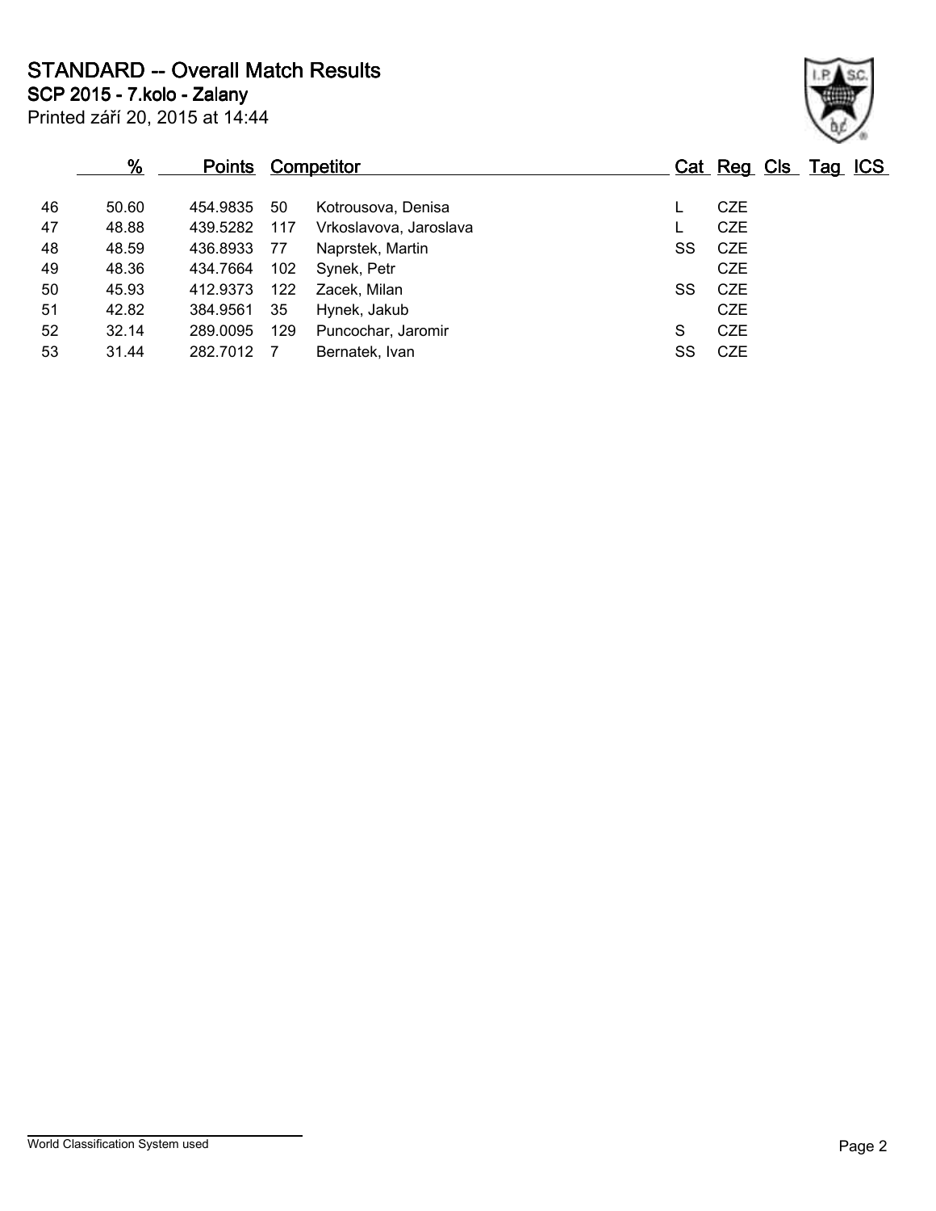# STANDARD -- Overall Match Results

## SCP 2015 - 7.kolo - Zalany

Printed září 20, 2015 at 14:44

| | % | Points | Competitor | | Cat | Reg | Cls | Tag | ICS |
|---|---|---|---|---|---|---|---|---|---|
| 46 | 50.60 | 454.9835 | 50 | Kotrousova, Denisa | L | CZE | | | |
| 47 | 48.88 | 439.5282 | 117 | Vrkoslavova, Jaroslava | L | CZE | | | |
| 48 | 48.59 | 436.8933 | 77 | Naprstek, Martin | SS | CZE | | | |
| 49 | 48.36 | 434.7664 | 102 | Synek, Petr | | CZE | | | |
| 50 | 45.93 | 412.9373 | 122 | Zacek, Milan | SS | CZE | | | |
| 51 | 42.82 | 384.9561 | 35 | Hynek, Jakub | | CZE | | | |
| 52 | 32.14 | 289.0095 | 129 | Puncochar, Jaromir | S | CZE | | | |
| 53 | 31.44 | 282.7012 | 7 | Bernatek, Ivan | SS | CZE | | | |

World Classification System used